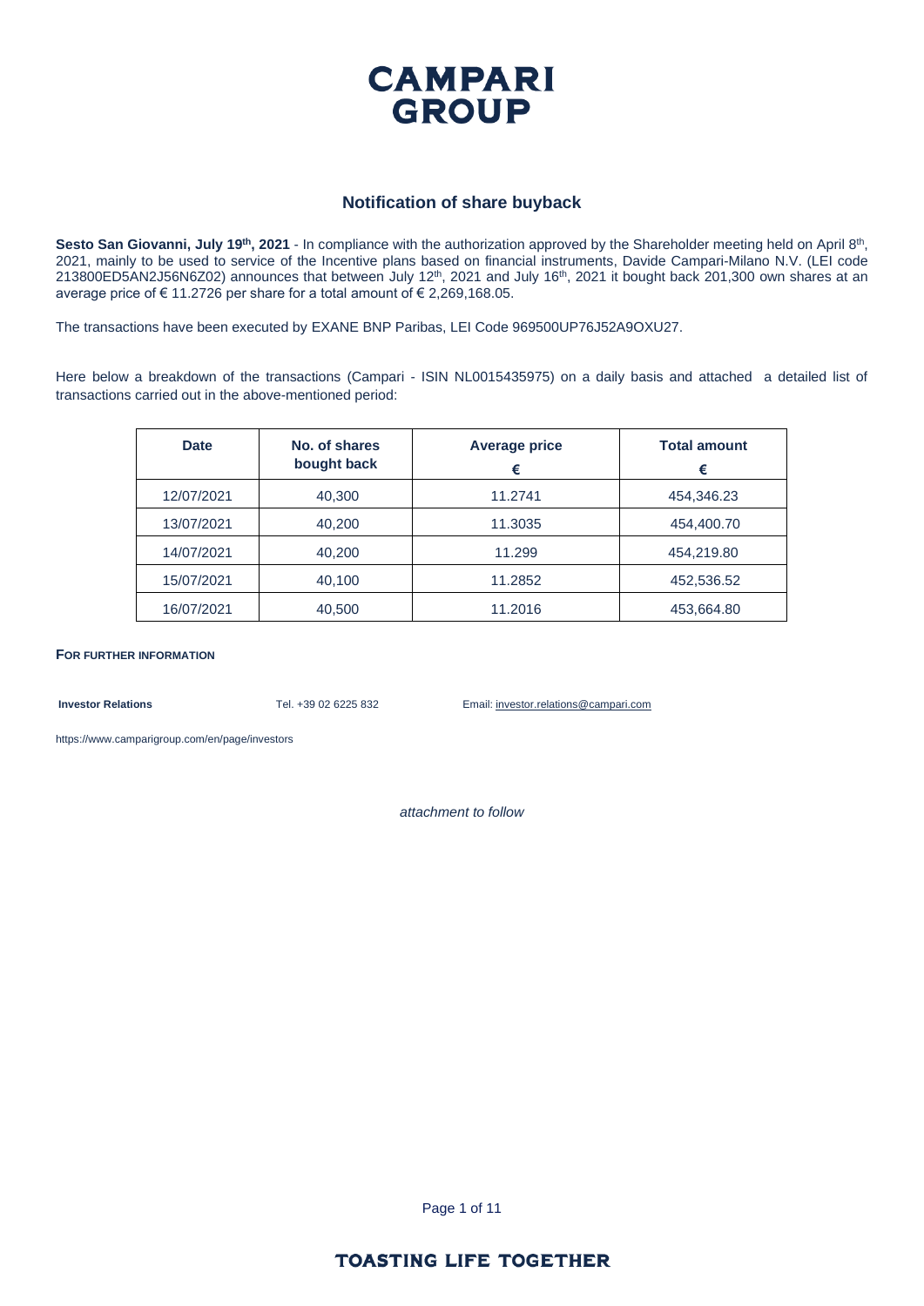# CAMPARI GROUP

## Notification of share buyback

**Sesto San Giovanni, July 19th, 2021** - In compliance with the authorization approved by the Shareholder meeting held on April 8th, 2021, mainly to be used to service of the Incentive plans based on financial instruments, Davide Campari-Milano N.V. (LEI code 213800ED5AN2J56N6Z02) announces that between July 12th, 2021 and July 16th, 2021 it bought back 201,300 own shares at an average price of € 11.2726 per share for a total amount of € 2,269,168.05.

The transactions have been executed by EXANE BNP Paribas, LEI Code 969500UP76J52A9OXU27.

Here below a breakdown of the transactions (Campari - ISIN NL0015435975) on a daily basis and attached a detailed list of transactions carried out in the above-mentioned period:

| Date | No. of shares bought back | Average price € | Total amount € |
|---|---|---|---|
| 12/07/2021 | 40,300 | 11.2741 | 454,346.23 |
| 13/07/2021 | 40,200 | 11.3035 | 454,400.70 |
| 14/07/2021 | 40,200 | 11.299 | 454,219.80 |
| 15/07/2021 | 40,100 | 11.2852 | 452,536.52 |
| 16/07/2021 | 40,500 | 11.2016 | 453,664.80 |

**FOR FURTHER INFORMATION**

**Investor Relations** Tel. +39 02 6225 832 Email: investor.relations@campari.com

https://www.camparigroup.com/en/page/investors

*attachment to follow*

TOASTING LIFE TOGETHER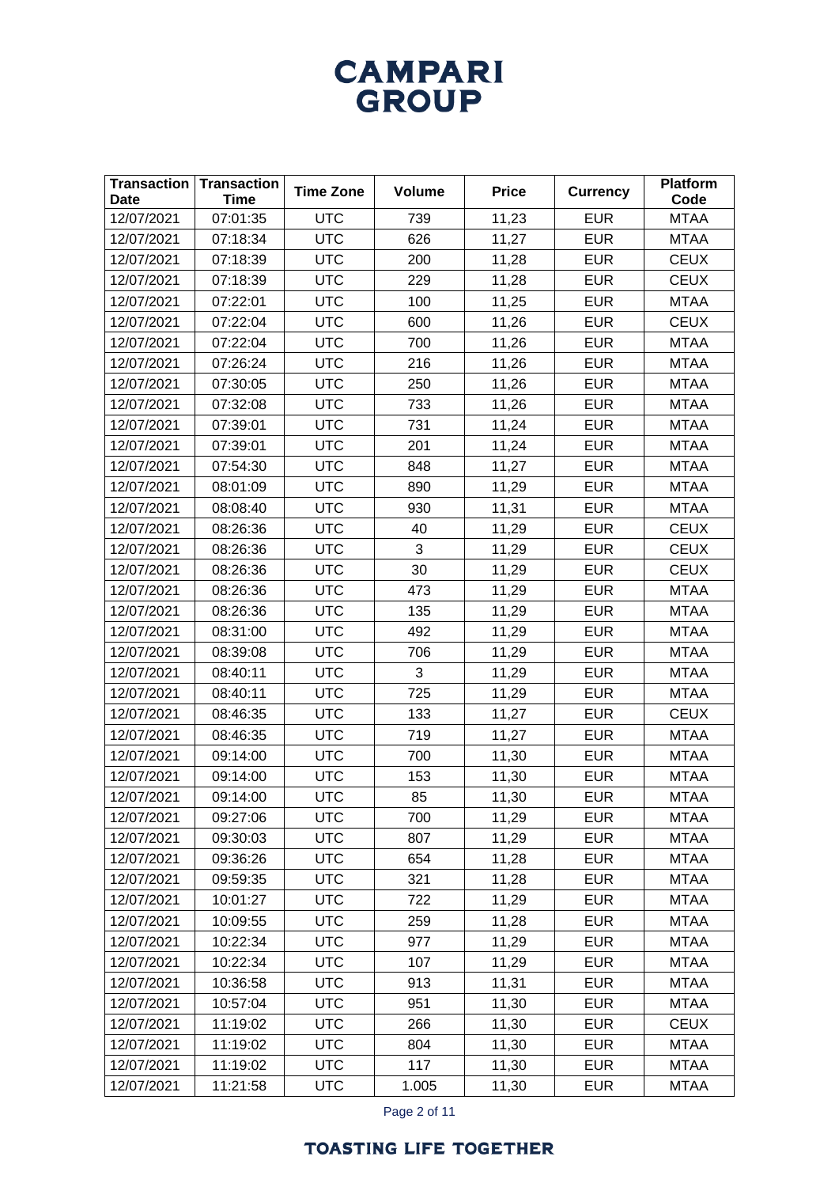| Transaction Date | Transaction Time | Time Zone | Volume | Price | Currency | Platform Code |
|---|---|---|---|---|---|---|
| 12/07/2021 | 07:01:35 | UTC | 739 | 11,23 | EUR | MTAA |
| 12/07/2021 | 07:18:34 | UTC | 626 | 11,27 | EUR | MTAA |
| 12/07/2021 | 07:18:39 | UTC | 200 | 11,28 | EUR | CEUX |
| 12/07/2021 | 07:18:39 | UTC | 229 | 11,28 | EUR | CEUX |
| 12/07/2021 | 07:22:01 | UTC | 100 | 11,25 | EUR | MTAA |
| 12/07/2021 | 07:22:04 | UTC | 600 | 11,26 | EUR | CEUX |
| 12/07/2021 | 07:22:04 | UTC | 700 | 11,26 | EUR | MTAA |
| 12/07/2021 | 07:26:24 | UTC | 216 | 11,26 | EUR | MTAA |
| 12/07/2021 | 07:30:05 | UTC | 250 | 11,26 | EUR | MTAA |
| 12/07/2021 | 07:32:08 | UTC | 733 | 11,26 | EUR | MTAA |
| 12/07/2021 | 07:39:01 | UTC | 731 | 11,24 | EUR | MTAA |
| 12/07/2021 | 07:39:01 | UTC | 201 | 11,24 | EUR | MTAA |
| 12/07/2021 | 07:54:30 | UTC | 848 | 11,27 | EUR | MTAA |
| 12/07/2021 | 08:01:09 | UTC | 890 | 11,29 | EUR | MTAA |
| 12/07/2021 | 08:08:40 | UTC | 930 | 11,31 | EUR | MTAA |
| 12/07/2021 | 08:26:36 | UTC | 40 | 11,29 | EUR | CEUX |
| 12/07/2021 | 08:26:36 | UTC | 3 | 11,29 | EUR | CEUX |
| 12/07/2021 | 08:26:36 | UTC | 30 | 11,29 | EUR | CEUX |
| 12/07/2021 | 08:26:36 | UTC | 473 | 11,29 | EUR | MTAA |
| 12/07/2021 | 08:26:36 | UTC | 135 | 11,29 | EUR | MTAA |
| 12/07/2021 | 08:31:00 | UTC | 492 | 11,29 | EUR | MTAA |
| 12/07/2021 | 08:39:08 | UTC | 706 | 11,29 | EUR | MTAA |
| 12/07/2021 | 08:40:11 | UTC | 3 | 11,29 | EUR | MTAA |
| 12/07/2021 | 08:40:11 | UTC | 725 | 11,29 | EUR | MTAA |
| 12/07/2021 | 08:46:35 | UTC | 133 | 11,27 | EUR | CEUX |
| 12/07/2021 | 08:46:35 | UTC | 719 | 11,27 | EUR | MTAA |
| 12/07/2021 | 09:14:00 | UTC | 700 | 11,30 | EUR | MTAA |
| 12/07/2021 | 09:14:00 | UTC | 153 | 11,30 | EUR | MTAA |
| 12/07/2021 | 09:14:00 | UTC | 85 | 11,30 | EUR | MTAA |
| 12/07/2021 | 09:27:06 | UTC | 700 | 11,29 | EUR | MTAA |
| 12/07/2021 | 09:30:03 | UTC | 807 | 11,29 | EUR | MTAA |
| 12/07/2021 | 09:36:26 | UTC | 654 | 11,28 | EUR | MTAA |
| 12/07/2021 | 09:59:35 | UTC | 321 | 11,28 | EUR | MTAA |
| 12/07/2021 | 10:01:27 | UTC | 722 | 11,29 | EUR | MTAA |
| 12/07/2021 | 10:09:55 | UTC | 259 | 11,28 | EUR | MTAA |
| 12/07/2021 | 10:22:34 | UTC | 977 | 11,29 | EUR | MTAA |
| 12/07/2021 | 10:22:34 | UTC | 107 | 11,29 | EUR | MTAA |
| 12/07/2021 | 10:36:58 | UTC | 913 | 11,31 | EUR | MTAA |
| 12/07/2021 | 10:57:04 | UTC | 951 | 11,30 | EUR | MTAA |
| 12/07/2021 | 11:19:02 | UTC | 266 | 11,30 | EUR | CEUX |
| 12/07/2021 | 11:19:02 | UTC | 804 | 11,30 | EUR | MTAA |
| 12/07/2021 | 11:19:02 | UTC | 117 | 11,30 | EUR | MTAA |
| 12/07/2021 | 11:21:58 | UTC | 1.005 | 11,30 | EUR | MTAA |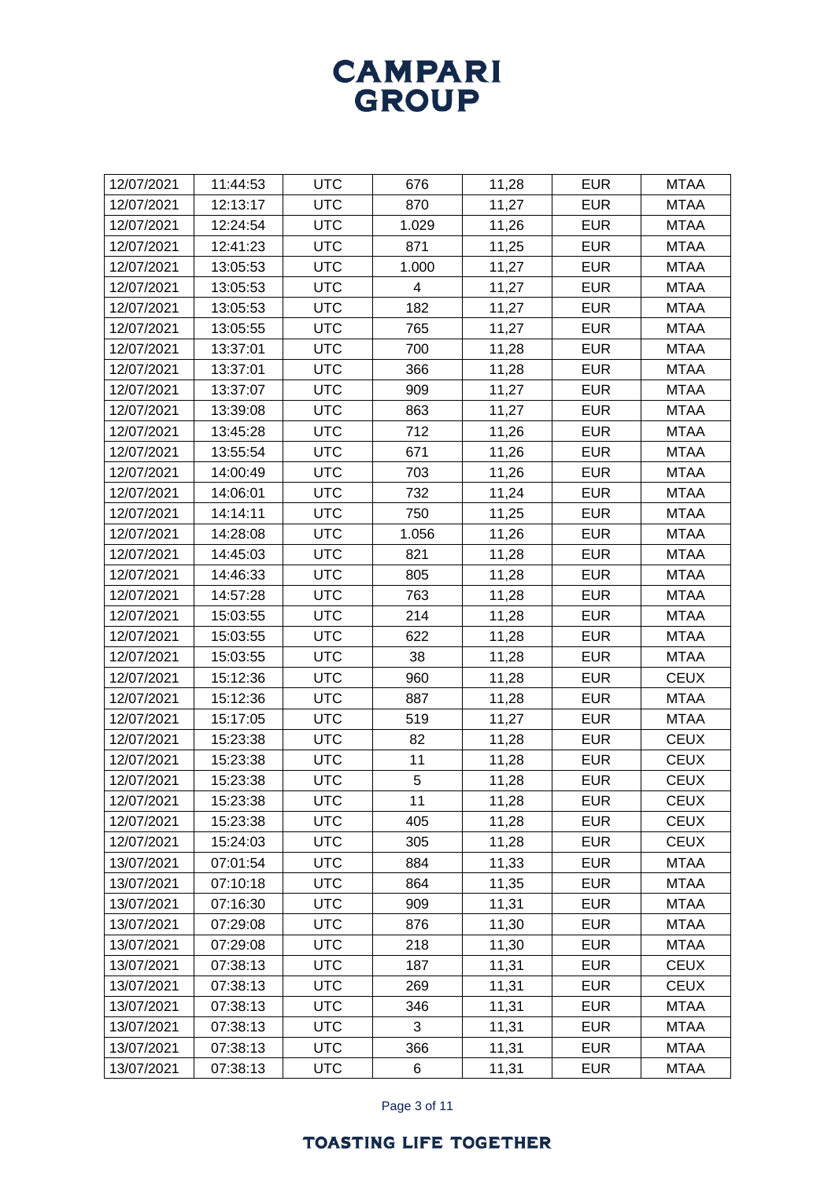| 12/07/2021 | 11:44:53 | UTC | 676 | 11,28 | EUR | MTAA |
|---|---|---|---|---|---|---|
| 12/07/2021 | 12:13:17 | UTC | 870 | 11,27 | EUR | MTAA |
| 12/07/2021 | 12:24:54 | UTC | 1.029 | 11,26 | EUR | MTAA |
| 12/07/2021 | 12:41:23 | UTC | 871 | 11,25 | EUR | MTAA |
| 12/07/2021 | 13:05:53 | UTC | 1.000 | 11,27 | EUR | MTAA |
| 12/07/2021 | 13:05:53 | UTC | 4 | 11,27 | EUR | MTAA |
| 12/07/2021 | 13:05:53 | UTC | 182 | 11,27 | EUR | MTAA |
| 12/07/2021 | 13:05:55 | UTC | 765 | 11,27 | EUR | MTAA |
| 12/07/2021 | 13:37:01 | UTC | 700 | 11,28 | EUR | MTAA |
| 12/07/2021 | 13:37:01 | UTC | 366 | 11,28 | EUR | MTAA |
| 12/07/2021 | 13:37:07 | UTC | 909 | 11,27 | EUR | MTAA |
| 12/07/2021 | 13:39:08 | UTC | 863 | 11,27 | EUR | MTAA |
| 12/07/2021 | 13:45:28 | UTC | 712 | 11,26 | EUR | MTAA |
| 12/07/2021 | 13:55:54 | UTC | 671 | 11,26 | EUR | MTAA |
| 12/07/2021 | 14:00:49 | UTC | 703 | 11,26 | EUR | MTAA |
| 12/07/2021 | 14:06:01 | UTC | 732 | 11,24 | EUR | MTAA |
| 12/07/2021 | 14:14:11 | UTC | 750 | 11,25 | EUR | MTAA |
| 12/07/2021 | 14:28:08 | UTC | 1.056 | 11,26 | EUR | MTAA |
| 12/07/2021 | 14:45:03 | UTC | 821 | 11,28 | EUR | MTAA |
| 12/07/2021 | 14:46:33 | UTC | 805 | 11,28 | EUR | MTAA |
| 12/07/2021 | 14:57:28 | UTC | 763 | 11,28 | EUR | MTAA |
| 12/07/2021 | 15:03:55 | UTC | 214 | 11,28 | EUR | MTAA |
| 12/07/2021 | 15:03:55 | UTC | 622 | 11,28 | EUR | MTAA |
| 12/07/2021 | 15:03:55 | UTC | 38 | 11,28 | EUR | MTAA |
| 12/07/2021 | 15:12:36 | UTC | 960 | 11,28 | EUR | CEUX |
| 12/07/2021 | 15:12:36 | UTC | 887 | 11,28 | EUR | MTAA |
| 12/07/2021 | 15:17:05 | UTC | 519 | 11,27 | EUR | MTAA |
| 12/07/2021 | 15:23:38 | UTC | 82 | 11,28 | EUR | CEUX |
| 12/07/2021 | 15:23:38 | UTC | 11 | 11,28 | EUR | CEUX |
| 12/07/2021 | 15:23:38 | UTC | 5 | 11,28 | EUR | CEUX |
| 12/07/2021 | 15:23:38 | UTC | 11 | 11,28 | EUR | CEUX |
| 12/07/2021 | 15:23:38 | UTC | 405 | 11,28 | EUR | CEUX |
| 12/07/2021 | 15:24:03 | UTC | 305 | 11,28 | EUR | CEUX |
| 13/07/2021 | 07:01:54 | UTC | 884 | 11,33 | EUR | MTAA |
| 13/07/2021 | 07:10:18 | UTC | 864 | 11,35 | EUR | MTAA |
| 13/07/2021 | 07:16:30 | UTC | 909 | 11,31 | EUR | MTAA |
| 13/07/2021 | 07:29:08 | UTC | 876 | 11,30 | EUR | MTAA |
| 13/07/2021 | 07:29:08 | UTC | 218 | 11,30 | EUR | MTAA |
| 13/07/2021 | 07:38:13 | UTC | 187 | 11,31 | EUR | CEUX |
| 13/07/2021 | 07:38:13 | UTC | 269 | 11,31 | EUR | CEUX |
| 13/07/2021 | 07:38:13 | UTC | 346 | 11,31 | EUR | MTAA |
| 13/07/2021 | 07:38:13 | UTC | 3 | 11,31 | EUR | MTAA |
| 13/07/2021 | 07:38:13 | UTC | 366 | 11,31 | EUR | MTAA |
| 13/07/2021 | 07:38:13 | UTC | 6 | 11,31 | EUR | MTAA |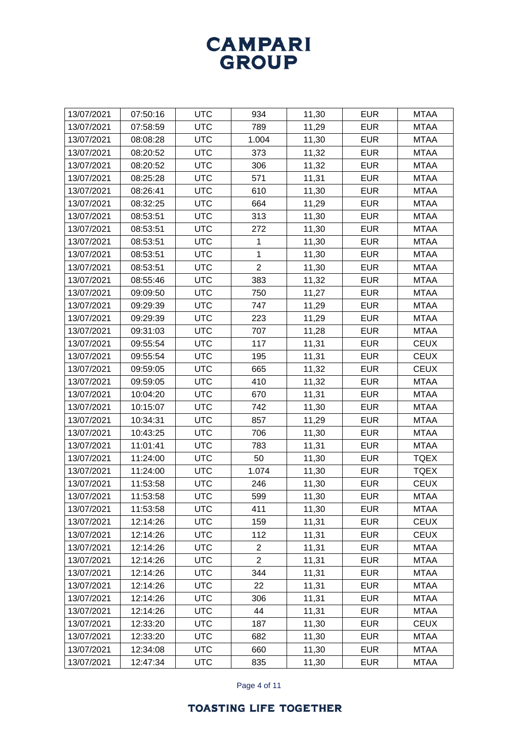| 13/07/2021 | 07:50:16 | UTC | 934 | 11,30 | EUR | MTAA |
|---|---|---|---|---|---|---|
| 13/07/2021 | 07:58:59 | UTC | 789 | 11,29 | EUR | MTAA |
| 13/07/2021 | 08:08:28 | UTC | 1.004 | 11,30 | EUR | MTAA |
| 13/07/2021 | 08:20:52 | UTC | 373 | 11,32 | EUR | MTAA |
| 13/07/2021 | 08:20:52 | UTC | 306 | 11,32 | EUR | MTAA |
| 13/07/2021 | 08:25:28 | UTC | 571 | 11,31 | EUR | MTAA |
| 13/07/2021 | 08:26:41 | UTC | 610 | 11,30 | EUR | MTAA |
| 13/07/2021 | 08:32:25 | UTC | 664 | 11,29 | EUR | MTAA |
| 13/07/2021 | 08:53:51 | UTC | 313 | 11,30 | EUR | MTAA |
| 13/07/2021 | 08:53:51 | UTC | 272 | 11,30 | EUR | MTAA |
| 13/07/2021 | 08:53:51 | UTC | 1 | 11,30 | EUR | MTAA |
| 13/07/2021 | 08:53:51 | UTC | 1 | 11,30 | EUR | MTAA |
| 13/07/2021 | 08:53:51 | UTC | 2 | 11,30 | EUR | MTAA |
| 13/07/2021 | 08:55:46 | UTC | 383 | 11,32 | EUR | MTAA |
| 13/07/2021 | 09:09:50 | UTC | 750 | 11,27 | EUR | MTAA |
| 13/07/2021 | 09:29:39 | UTC | 747 | 11,29 | EUR | MTAA |
| 13/07/2021 | 09:29:39 | UTC | 223 | 11,29 | EUR | MTAA |
| 13/07/2021 | 09:31:03 | UTC | 707 | 11,28 | EUR | MTAA |
| 13/07/2021 | 09:55:54 | UTC | 117 | 11,31 | EUR | CEUX |
| 13/07/2021 | 09:55:54 | UTC | 195 | 11,31 | EUR | CEUX |
| 13/07/2021 | 09:59:05 | UTC | 665 | 11,32 | EUR | CEUX |
| 13/07/2021 | 09:59:05 | UTC | 410 | 11,32 | EUR | MTAA |
| 13/07/2021 | 10:04:20 | UTC | 670 | 11,31 | EUR | MTAA |
| 13/07/2021 | 10:15:07 | UTC | 742 | 11,30 | EUR | MTAA |
| 13/07/2021 | 10:34:31 | UTC | 857 | 11,29 | EUR | MTAA |
| 13/07/2021 | 10:43:25 | UTC | 706 | 11,30 | EUR | MTAA |
| 13/07/2021 | 11:01:41 | UTC | 783 | 11,31 | EUR | MTAA |
| 13/07/2021 | 11:24:00 | UTC | 50 | 11,30 | EUR | TQEX |
| 13/07/2021 | 11:24:00 | UTC | 1.074 | 11,30 | EUR | TQEX |
| 13/07/2021 | 11:53:58 | UTC | 246 | 11,30 | EUR | CEUX |
| 13/07/2021 | 11:53:58 | UTC | 599 | 11,30 | EUR | MTAA |
| 13/07/2021 | 11:53:58 | UTC | 411 | 11,30 | EUR | MTAA |
| 13/07/2021 | 12:14:26 | UTC | 159 | 11,31 | EUR | CEUX |
| 13/07/2021 | 12:14:26 | UTC | 112 | 11,31 | EUR | CEUX |
| 13/07/2021 | 12:14:26 | UTC | 2 | 11,31 | EUR | MTAA |
| 13/07/2021 | 12:14:26 | UTC | 2 | 11,31 | EUR | MTAA |
| 13/07/2021 | 12:14:26 | UTC | 344 | 11,31 | EUR | MTAA |
| 13/07/2021 | 12:14:26 | UTC | 22 | 11,31 | EUR | MTAA |
| 13/07/2021 | 12:14:26 | UTC | 306 | 11,31 | EUR | MTAA |
| 13/07/2021 | 12:14:26 | UTC | 44 | 11,31 | EUR | MTAA |
| 13/07/2021 | 12:33:20 | UTC | 187 | 11,30 | EUR | CEUX |
| 13/07/2021 | 12:33:20 | UTC | 682 | 11,30 | EUR | MTAA |
| 13/07/2021 | 12:34:08 | UTC | 660 | 11,30 | EUR | MTAA |
| 13/07/2021 | 12:47:34 | UTC | 835 | 11,30 | EUR | MTAA |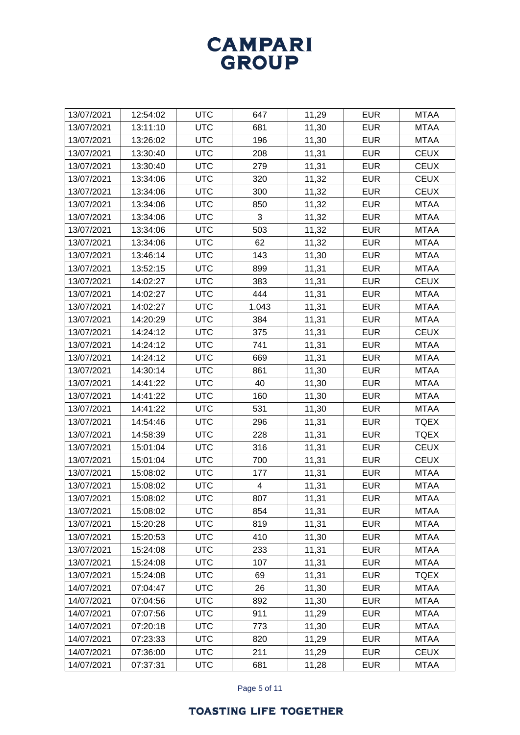| | | | | | | |
|---|---|---|---|---|---|---|
| 13/07/2021 | 12:54:02 | UTC | 647 | 11,29 | EUR | MTAA |
| 13/07/2021 | 13:11:10 | UTC | 681 | 11,30 | EUR | MTAA |
| 13/07/2021 | 13:26:02 | UTC | 196 | 11,30 | EUR | MTAA |
| 13/07/2021 | 13:30:40 | UTC | 208 | 11,31 | EUR | CEUX |
| 13/07/2021 | 13:30:40 | UTC | 279 | 11,31 | EUR | CEUX |
| 13/07/2021 | 13:34:06 | UTC | 320 | 11,32 | EUR | CEUX |
| 13/07/2021 | 13:34:06 | UTC | 300 | 11,32 | EUR | CEUX |
| 13/07/2021 | 13:34:06 | UTC | 850 | 11,32 | EUR | MTAA |
| 13/07/2021 | 13:34:06 | UTC | 3 | 11,32 | EUR | MTAA |
| 13/07/2021 | 13:34:06 | UTC | 503 | 11,32 | EUR | MTAA |
| 13/07/2021 | 13:34:06 | UTC | 62 | 11,32 | EUR | MTAA |
| 13/07/2021 | 13:46:14 | UTC | 143 | 11,30 | EUR | MTAA |
| 13/07/2021 | 13:52:15 | UTC | 899 | 11,31 | EUR | MTAA |
| 13/07/2021 | 14:02:27 | UTC | 383 | 11,31 | EUR | CEUX |
| 13/07/2021 | 14:02:27 | UTC | 444 | 11,31 | EUR | MTAA |
| 13/07/2021 | 14:02:27 | UTC | 1.043 | 11,31 | EUR | MTAA |
| 13/07/2021 | 14:20:29 | UTC | 384 | 11,31 | EUR | MTAA |
| 13/07/2021 | 14:24:12 | UTC | 375 | 11,31 | EUR | CEUX |
| 13/07/2021 | 14:24:12 | UTC | 741 | 11,31 | EUR | MTAA |
| 13/07/2021 | 14:24:12 | UTC | 669 | 11,31 | EUR | MTAA |
| 13/07/2021 | 14:30:14 | UTC | 861 | 11,30 | EUR | MTAA |
| 13/07/2021 | 14:41:22 | UTC | 40 | 11,30 | EUR | MTAA |
| 13/07/2021 | 14:41:22 | UTC | 160 | 11,30 | EUR | MTAA |
| 13/07/2021 | 14:41:22 | UTC | 531 | 11,30 | EUR | MTAA |
| 13/07/2021 | 14:54:46 | UTC | 296 | 11,31 | EUR | TQEX |
| 13/07/2021 | 14:58:39 | UTC | 228 | 11,31 | EUR | TQEX |
| 13/07/2021 | 15:01:04 | UTC | 316 | 11,31 | EUR | CEUX |
| 13/07/2021 | 15:01:04 | UTC | 700 | 11,31 | EUR | CEUX |
| 13/07/2021 | 15:08:02 | UTC | 177 | 11,31 | EUR | MTAA |
| 13/07/2021 | 15:08:02 | UTC | 4 | 11,31 | EUR | MTAA |
| 13/07/2021 | 15:08:02 | UTC | 807 | 11,31 | EUR | MTAA |
| 13/07/2021 | 15:08:02 | UTC | 854 | 11,31 | EUR | MTAA |
| 13/07/2021 | 15:20:28 | UTC | 819 | 11,31 | EUR | MTAA |
| 13/07/2021 | 15:20:53 | UTC | 410 | 11,30 | EUR | MTAA |
| 13/07/2021 | 15:24:08 | UTC | 233 | 11,31 | EUR | MTAA |
| 13/07/2021 | 15:24:08 | UTC | 107 | 11,31 | EUR | MTAA |
| 13/07/2021 | 15:24:08 | UTC | 69 | 11,31 | EUR | TQEX |
| 14/07/2021 | 07:04:47 | UTC | 26 | 11,30 | EUR | MTAA |
| 14/07/2021 | 07:04:56 | UTC | 892 | 11,30 | EUR | MTAA |
| 14/07/2021 | 07:07:56 | UTC | 911 | 11,29 | EUR | MTAA |
| 14/07/2021 | 07:20:18 | UTC | 773 | 11,30 | EUR | MTAA |
| 14/07/2021 | 07:23:33 | UTC | 820 | 11,29 | EUR | MTAA |
| 14/07/2021 | 07:36:00 | UTC | 211 | 11,29 | EUR | CEUX |
| 14/07/2021 | 07:37:31 | UTC | 681 | 11,28 | EUR | MTAA |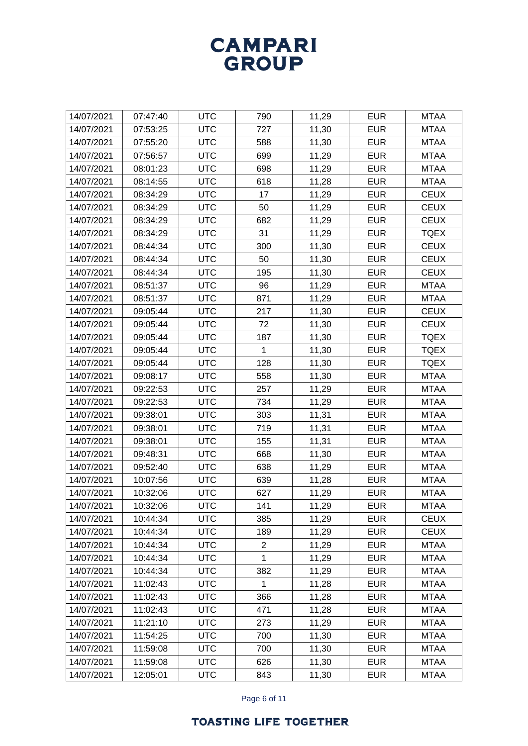| 14/07/2021 | 07:47:40 | UTC | 790 | 11,29 | EUR | MTAA |
|---|---|---|---|---|---|---|
| 14/07/2021 | 07:53:25 | UTC | 727 | 11,30 | EUR | MTAA |
| 14/07/2021 | 07:55:20 | UTC | 588 | 11,30 | EUR | MTAA |
| 14/07/2021 | 07:56:57 | UTC | 699 | 11,29 | EUR | MTAA |
| 14/07/2021 | 08:01:23 | UTC | 698 | 11,29 | EUR | MTAA |
| 14/07/2021 | 08:14:55 | UTC | 618 | 11,28 | EUR | MTAA |
| 14/07/2021 | 08:34:29 | UTC | 17 | 11,29 | EUR | CEUX |
| 14/07/2021 | 08:34:29 | UTC | 50 | 11,29 | EUR | CEUX |
| 14/07/2021 | 08:34:29 | UTC | 682 | 11,29 | EUR | CEUX |
| 14/07/2021 | 08:34:29 | UTC | 31 | 11,29 | EUR | TQEX |
| 14/07/2021 | 08:44:34 | UTC | 300 | 11,30 | EUR | CEUX |
| 14/07/2021 | 08:44:34 | UTC | 50 | 11,30 | EUR | CEUX |
| 14/07/2021 | 08:44:34 | UTC | 195 | 11,30 | EUR | CEUX |
| 14/07/2021 | 08:51:37 | UTC | 96 | 11,29 | EUR | MTAA |
| 14/07/2021 | 08:51:37 | UTC | 871 | 11,29 | EUR | MTAA |
| 14/07/2021 | 09:05:44 | UTC | 217 | 11,30 | EUR | CEUX |
| 14/07/2021 | 09:05:44 | UTC | 72 | 11,30 | EUR | CEUX |
| 14/07/2021 | 09:05:44 | UTC | 187 | 11,30 | EUR | TQEX |
| 14/07/2021 | 09:05:44 | UTC | 1 | 11,30 | EUR | TQEX |
| 14/07/2021 | 09:05:44 | UTC | 128 | 11,30 | EUR | TQEX |
| 14/07/2021 | 09:08:17 | UTC | 558 | 11,30 | EUR | MTAA |
| 14/07/2021 | 09:22:53 | UTC | 257 | 11,29 | EUR | MTAA |
| 14/07/2021 | 09:22:53 | UTC | 734 | 11,29 | EUR | MTAA |
| 14/07/2021 | 09:38:01 | UTC | 303 | 11,31 | EUR | MTAA |
| 14/07/2021 | 09:38:01 | UTC | 719 | 11,31 | EUR | MTAA |
| 14/07/2021 | 09:38:01 | UTC | 155 | 11,31 | EUR | MTAA |
| 14/07/2021 | 09:48:31 | UTC | 668 | 11,30 | EUR | MTAA |
| 14/07/2021 | 09:52:40 | UTC | 638 | 11,29 | EUR | MTAA |
| 14/07/2021 | 10:07:56 | UTC | 639 | 11,28 | EUR | MTAA |
| 14/07/2021 | 10:32:06 | UTC | 627 | 11,29 | EUR | MTAA |
| 14/07/2021 | 10:32:06 | UTC | 141 | 11,29 | EUR | MTAA |
| 14/07/2021 | 10:44:34 | UTC | 385 | 11,29 | EUR | CEUX |
| 14/07/2021 | 10:44:34 | UTC | 189 | 11,29 | EUR | CEUX |
| 14/07/2021 | 10:44:34 | UTC | 2 | 11,29 | EUR | MTAA |
| 14/07/2021 | 10:44:34 | UTC | 1 | 11,29 | EUR | MTAA |
| 14/07/2021 | 10:44:34 | UTC | 382 | 11,29 | EUR | MTAA |
| 14/07/2021 | 11:02:43 | UTC | 1 | 11,28 | EUR | MTAA |
| 14/07/2021 | 11:02:43 | UTC | 366 | 11,28 | EUR | MTAA |
| 14/07/2021 | 11:02:43 | UTC | 471 | 11,28 | EUR | MTAA |
| 14/07/2021 | 11:21:10 | UTC | 273 | 11,29 | EUR | MTAA |
| 14/07/2021 | 11:54:25 | UTC | 700 | 11,30 | EUR | MTAA |
| 14/07/2021 | 11:59:08 | UTC | 700 | 11,30 | EUR | MTAA |
| 14/07/2021 | 11:59:08 | UTC | 626 | 11,30 | EUR | MTAA |
| 14/07/2021 | 12:05:01 | UTC | 843 | 11,30 | EUR | MTAA |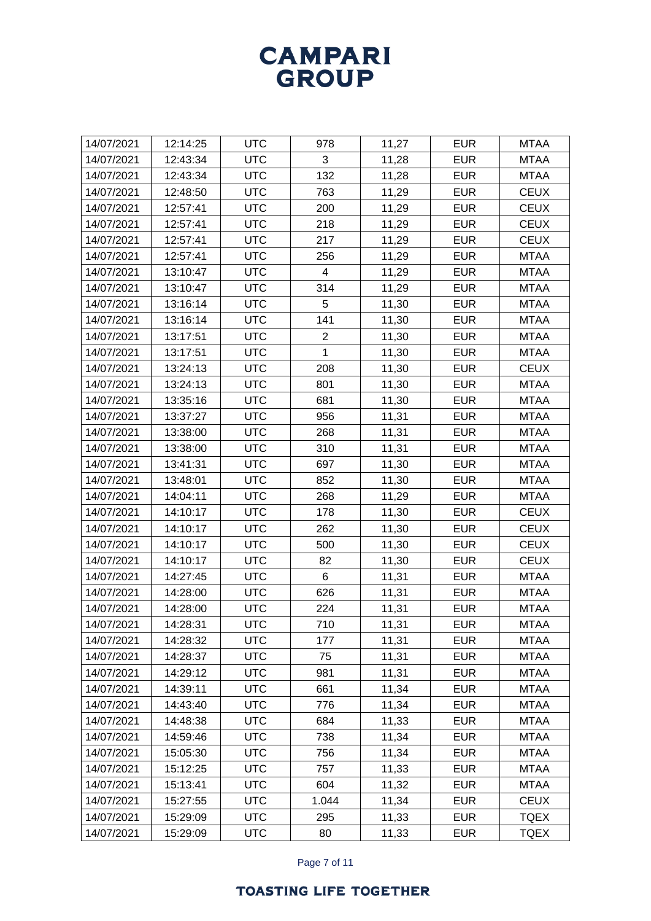| 14/07/2021 | 12:14:25 | UTC | 978 | 11,27 | EUR | MTAA |
|---|---|---|---|---|---|---|
| 14/07/2021 | 12:43:34 | UTC | 3 | 11,28 | EUR | MTAA |
| 14/07/2021 | 12:43:34 | UTC | 132 | 11,28 | EUR | MTAA |
| 14/07/2021 | 12:48:50 | UTC | 763 | 11,29 | EUR | CEUX |
| 14/07/2021 | 12:57:41 | UTC | 200 | 11,29 | EUR | CEUX |
| 14/07/2021 | 12:57:41 | UTC | 218 | 11,29 | EUR | CEUX |
| 14/07/2021 | 12:57:41 | UTC | 217 | 11,29 | EUR | CEUX |
| 14/07/2021 | 12:57:41 | UTC | 256 | 11,29 | EUR | MTAA |
| 14/07/2021 | 13:10:47 | UTC | 4 | 11,29 | EUR | MTAA |
| 14/07/2021 | 13:10:47 | UTC | 314 | 11,29 | EUR | MTAA |
| 14/07/2021 | 13:16:14 | UTC | 5 | 11,30 | EUR | MTAA |
| 14/07/2021 | 13:16:14 | UTC | 141 | 11,30 | EUR | MTAA |
| 14/07/2021 | 13:17:51 | UTC | 2 | 11,30 | EUR | MTAA |
| 14/07/2021 | 13:17:51 | UTC | 1 | 11,30 | EUR | MTAA |
| 14/07/2021 | 13:24:13 | UTC | 208 | 11,30 | EUR | CEUX |
| 14/07/2021 | 13:24:13 | UTC | 801 | 11,30 | EUR | MTAA |
| 14/07/2021 | 13:35:16 | UTC | 681 | 11,30 | EUR | MTAA |
| 14/07/2021 | 13:37:27 | UTC | 956 | 11,31 | EUR | MTAA |
| 14/07/2021 | 13:38:00 | UTC | 268 | 11,31 | EUR | MTAA |
| 14/07/2021 | 13:38:00 | UTC | 310 | 11,31 | EUR | MTAA |
| 14/07/2021 | 13:41:31 | UTC | 697 | 11,30 | EUR | MTAA |
| 14/07/2021 | 13:48:01 | UTC | 852 | 11,30 | EUR | MTAA |
| 14/07/2021 | 14:04:11 | UTC | 268 | 11,29 | EUR | MTAA |
| 14/07/2021 | 14:10:17 | UTC | 178 | 11,30 | EUR | CEUX |
| 14/07/2021 | 14:10:17 | UTC | 262 | 11,30 | EUR | CEUX |
| 14/07/2021 | 14:10:17 | UTC | 500 | 11,30 | EUR | CEUX |
| 14/07/2021 | 14:10:17 | UTC | 82 | 11,30 | EUR | CEUX |
| 14/07/2021 | 14:27:45 | UTC | 6 | 11,31 | EUR | MTAA |
| 14/07/2021 | 14:28:00 | UTC | 626 | 11,31 | EUR | MTAA |
| 14/07/2021 | 14:28:00 | UTC | 224 | 11,31 | EUR | MTAA |
| 14/07/2021 | 14:28:31 | UTC | 710 | 11,31 | EUR | MTAA |
| 14/07/2021 | 14:28:32 | UTC | 177 | 11,31 | EUR | MTAA |
| 14/07/2021 | 14:28:37 | UTC | 75 | 11,31 | EUR | MTAA |
| 14/07/2021 | 14:29:12 | UTC | 981 | 11,31 | EUR | MTAA |
| 14/07/2021 | 14:39:11 | UTC | 661 | 11,34 | EUR | MTAA |
| 14/07/2021 | 14:43:40 | UTC | 776 | 11,34 | EUR | MTAA |
| 14/07/2021 | 14:48:38 | UTC | 684 | 11,33 | EUR | MTAA |
| 14/07/2021 | 14:59:46 | UTC | 738 | 11,34 | EUR | MTAA |
| 14/07/2021 | 15:05:30 | UTC | 756 | 11,34 | EUR | MTAA |
| 14/07/2021 | 15:12:25 | UTC | 757 | 11,33 | EUR | MTAA |
| 14/07/2021 | 15:13:41 | UTC | 604 | 11,32 | EUR | MTAA |
| 14/07/2021 | 15:27:55 | UTC | 1.044 | 11,34 | EUR | CEUX |
| 14/07/2021 | 15:29:09 | UTC | 295 | 11,33 | EUR | TQEX |
| 14/07/2021 | 15:29:09 | UTC | 80 | 11,33 | EUR | TQEX |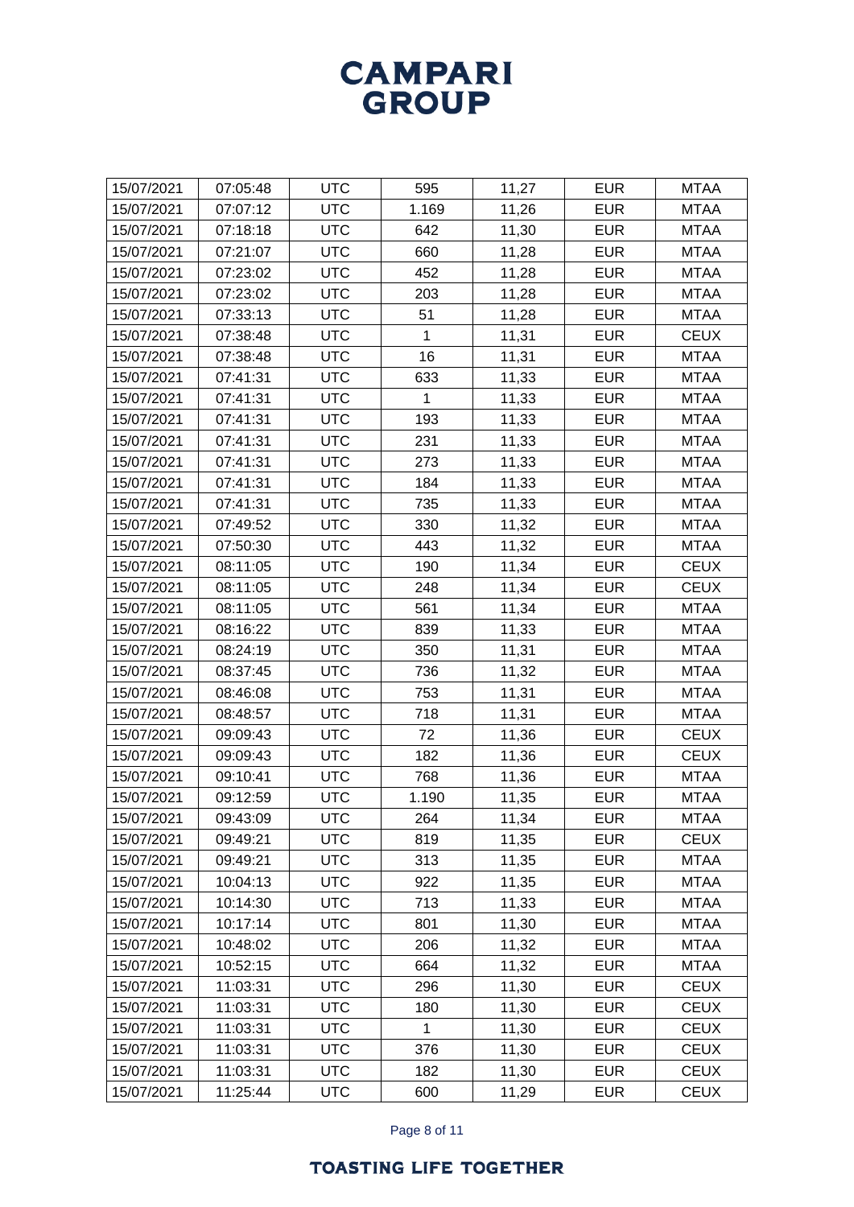| 15/07/2021 | 07:05:48 | UTC | 595 | 11,27 | EUR | MTAA |
|---|---|---|---|---|---|---|
| 15/07/2021 | 07:07:12 | UTC | 1.169 | 11,26 | EUR | MTAA |
| 15/07/2021 | 07:18:18 | UTC | 642 | 11,30 | EUR | MTAA |
| 15/07/2021 | 07:21:07 | UTC | 660 | 11,28 | EUR | MTAA |
| 15/07/2021 | 07:23:02 | UTC | 452 | 11,28 | EUR | MTAA |
| 15/07/2021 | 07:23:02 | UTC | 203 | 11,28 | EUR | MTAA |
| 15/07/2021 | 07:33:13 | UTC | 51 | 11,28 | EUR | MTAA |
| 15/07/2021 | 07:38:48 | UTC | 1 | 11,31 | EUR | CEUX |
| 15/07/2021 | 07:38:48 | UTC | 16 | 11,31 | EUR | MTAA |
| 15/07/2021 | 07:41:31 | UTC | 633 | 11,33 | EUR | MTAA |
| 15/07/2021 | 07:41:31 | UTC | 1 | 11,33 | EUR | MTAA |
| 15/07/2021 | 07:41:31 | UTC | 193 | 11,33 | EUR | MTAA |
| 15/07/2021 | 07:41:31 | UTC | 231 | 11,33 | EUR | MTAA |
| 15/07/2021 | 07:41:31 | UTC | 273 | 11,33 | EUR | MTAA |
| 15/07/2021 | 07:41:31 | UTC | 184 | 11,33 | EUR | MTAA |
| 15/07/2021 | 07:41:31 | UTC | 735 | 11,33 | EUR | MTAA |
| 15/07/2021 | 07:49:52 | UTC | 330 | 11,32 | EUR | MTAA |
| 15/07/2021 | 07:50:30 | UTC | 443 | 11,32 | EUR | MTAA |
| 15/07/2021 | 08:11:05 | UTC | 190 | 11,34 | EUR | CEUX |
| 15/07/2021 | 08:11:05 | UTC | 248 | 11,34 | EUR | CEUX |
| 15/07/2021 | 08:11:05 | UTC | 561 | 11,34 | EUR | MTAA |
| 15/07/2021 | 08:16:22 | UTC | 839 | 11,33 | EUR | MTAA |
| 15/07/2021 | 08:24:19 | UTC | 350 | 11,31 | EUR | MTAA |
| 15/07/2021 | 08:37:45 | UTC | 736 | 11,32 | EUR | MTAA |
| 15/07/2021 | 08:46:08 | UTC | 753 | 11,31 | EUR | MTAA |
| 15/07/2021 | 08:48:57 | UTC | 718 | 11,31 | EUR | MTAA |
| 15/07/2021 | 09:09:43 | UTC | 72 | 11,36 | EUR | CEUX |
| 15/07/2021 | 09:09:43 | UTC | 182 | 11,36 | EUR | CEUX |
| 15/07/2021 | 09:10:41 | UTC | 768 | 11,36 | EUR | MTAA |
| 15/07/2021 | 09:12:59 | UTC | 1.190 | 11,35 | EUR | MTAA |
| 15/07/2021 | 09:43:09 | UTC | 264 | 11,34 | EUR | MTAA |
| 15/07/2021 | 09:49:21 | UTC | 819 | 11,35 | EUR | CEUX |
| 15/07/2021 | 09:49:21 | UTC | 313 | 11,35 | EUR | MTAA |
| 15/07/2021 | 10:04:13 | UTC | 922 | 11,35 | EUR | MTAA |
| 15/07/2021 | 10:14:30 | UTC | 713 | 11,33 | EUR | MTAA |
| 15/07/2021 | 10:17:14 | UTC | 801 | 11,30 | EUR | MTAA |
| 15/07/2021 | 10:48:02 | UTC | 206 | 11,32 | EUR | MTAA |
| 15/07/2021 | 10:52:15 | UTC | 664 | 11,32 | EUR | MTAA |
| 15/07/2021 | 11:03:31 | UTC | 296 | 11,30 | EUR | CEUX |
| 15/07/2021 | 11:03:31 | UTC | 180 | 11,30 | EUR | CEUX |
| 15/07/2021 | 11:03:31 | UTC | 1 | 11,30 | EUR | CEUX |
| 15/07/2021 | 11:03:31 | UTC | 376 | 11,30 | EUR | CEUX |
| 15/07/2021 | 11:03:31 | UTC | 182 | 11,30 | EUR | CEUX |
| 15/07/2021 | 11:25:44 | UTC | 600 | 11,29 | EUR | CEUX |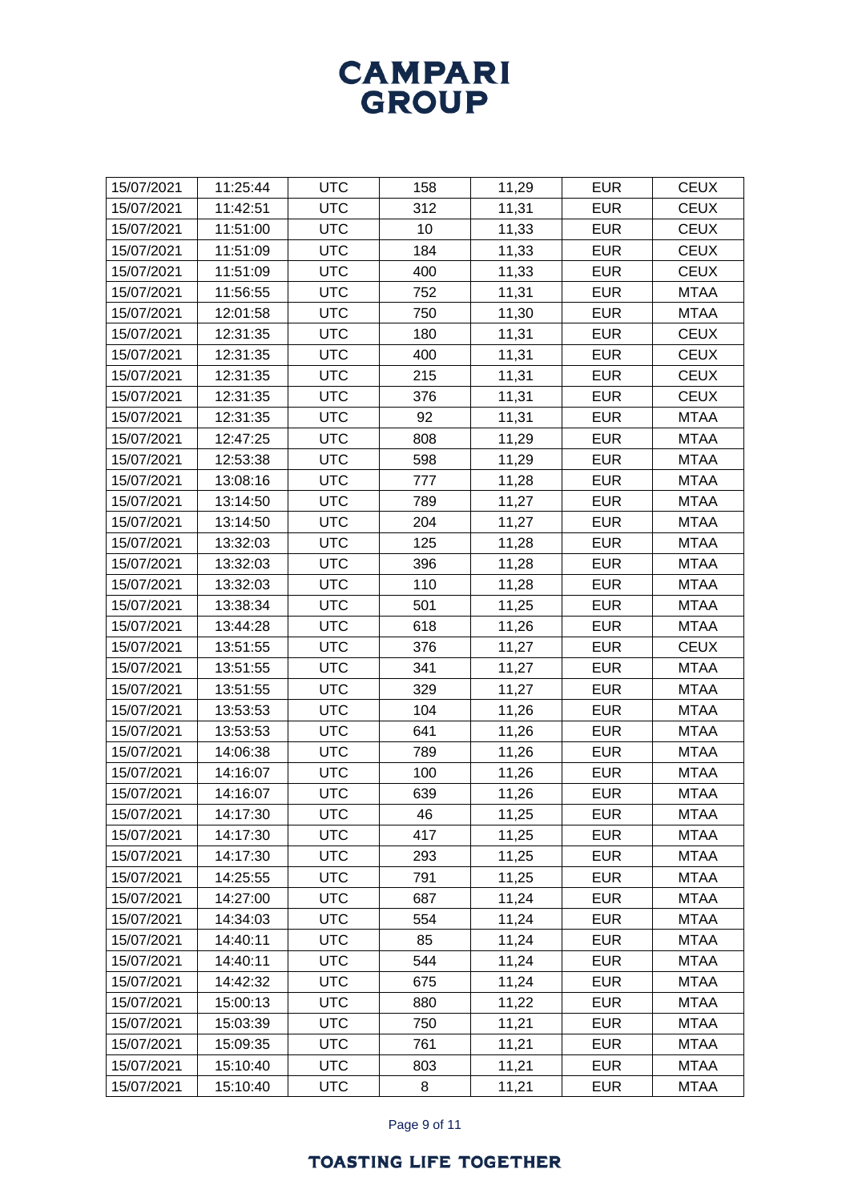| 15/07/2021 | 11:25:44 | UTC | 158 | 11,29 | EUR | CEUX |
|---|---|---|---|---|---|---|
| 15/07/2021 | 11:42:51 | UTC | 312 | 11,31 | EUR | CEUX |
| 15/07/2021 | 11:51:00 | UTC | 10 | 11,33 | EUR | CEUX |
| 15/07/2021 | 11:51:09 | UTC | 184 | 11,33 | EUR | CEUX |
| 15/07/2021 | 11:51:09 | UTC | 400 | 11,33 | EUR | CEUX |
| 15/07/2021 | 11:56:55 | UTC | 752 | 11,31 | EUR | MTAA |
| 15/07/2021 | 12:01:58 | UTC | 750 | 11,30 | EUR | MTAA |
| 15/07/2021 | 12:31:35 | UTC | 180 | 11,31 | EUR | CEUX |
| 15/07/2021 | 12:31:35 | UTC | 400 | 11,31 | EUR | CEUX |
| 15/07/2021 | 12:31:35 | UTC | 215 | 11,31 | EUR | CEUX |
| 15/07/2021 | 12:31:35 | UTC | 376 | 11,31 | EUR | CEUX |
| 15/07/2021 | 12:31:35 | UTC | 92 | 11,31 | EUR | MTAA |
| 15/07/2021 | 12:47:25 | UTC | 808 | 11,29 | EUR | MTAA |
| 15/07/2021 | 12:53:38 | UTC | 598 | 11,29 | EUR | MTAA |
| 15/07/2021 | 13:08:16 | UTC | 777 | 11,28 | EUR | MTAA |
| 15/07/2021 | 13:14:50 | UTC | 789 | 11,27 | EUR | MTAA |
| 15/07/2021 | 13:14:50 | UTC | 204 | 11,27 | EUR | MTAA |
| 15/07/2021 | 13:32:03 | UTC | 125 | 11,28 | EUR | MTAA |
| 15/07/2021 | 13:32:03 | UTC | 396 | 11,28 | EUR | MTAA |
| 15/07/2021 | 13:32:03 | UTC | 110 | 11,28 | EUR | MTAA |
| 15/07/2021 | 13:38:34 | UTC | 501 | 11,25 | EUR | MTAA |
| 15/07/2021 | 13:44:28 | UTC | 618 | 11,26 | EUR | MTAA |
| 15/07/2021 | 13:51:55 | UTC | 376 | 11,27 | EUR | CEUX |
| 15/07/2021 | 13:51:55 | UTC | 341 | 11,27 | EUR | MTAA |
| 15/07/2021 | 13:51:55 | UTC | 329 | 11,27 | EUR | MTAA |
| 15/07/2021 | 13:53:53 | UTC | 104 | 11,26 | EUR | MTAA |
| 15/07/2021 | 13:53:53 | UTC | 641 | 11,26 | EUR | MTAA |
| 15/07/2021 | 14:06:38 | UTC | 789 | 11,26 | EUR | MTAA |
| 15/07/2021 | 14:16:07 | UTC | 100 | 11,26 | EUR | MTAA |
| 15/07/2021 | 14:16:07 | UTC | 639 | 11,26 | EUR | MTAA |
| 15/07/2021 | 14:17:30 | UTC | 46 | 11,25 | EUR | MTAA |
| 15/07/2021 | 14:17:30 | UTC | 417 | 11,25 | EUR | MTAA |
| 15/07/2021 | 14:17:30 | UTC | 293 | 11,25 | EUR | MTAA |
| 15/07/2021 | 14:25:55 | UTC | 791 | 11,25 | EUR | MTAA |
| 15/07/2021 | 14:27:00 | UTC | 687 | 11,24 | EUR | MTAA |
| 15/07/2021 | 14:34:03 | UTC | 554 | 11,24 | EUR | MTAA |
| 15/07/2021 | 14:40:11 | UTC | 85 | 11,24 | EUR | MTAA |
| 15/07/2021 | 14:40:11 | UTC | 544 | 11,24 | EUR | MTAA |
| 15/07/2021 | 14:42:32 | UTC | 675 | 11,24 | EUR | MTAA |
| 15/07/2021 | 15:00:13 | UTC | 880 | 11,22 | EUR | MTAA |
| 15/07/2021 | 15:03:39 | UTC | 750 | 11,21 | EUR | MTAA |
| 15/07/2021 | 15:09:35 | UTC | 761 | 11,21 | EUR | MTAA |
| 15/07/2021 | 15:10:40 | UTC | 803 | 11,21 | EUR | MTAA |
| 15/07/2021 | 15:10:40 | UTC | 8 | 11,21 | EUR | MTAA |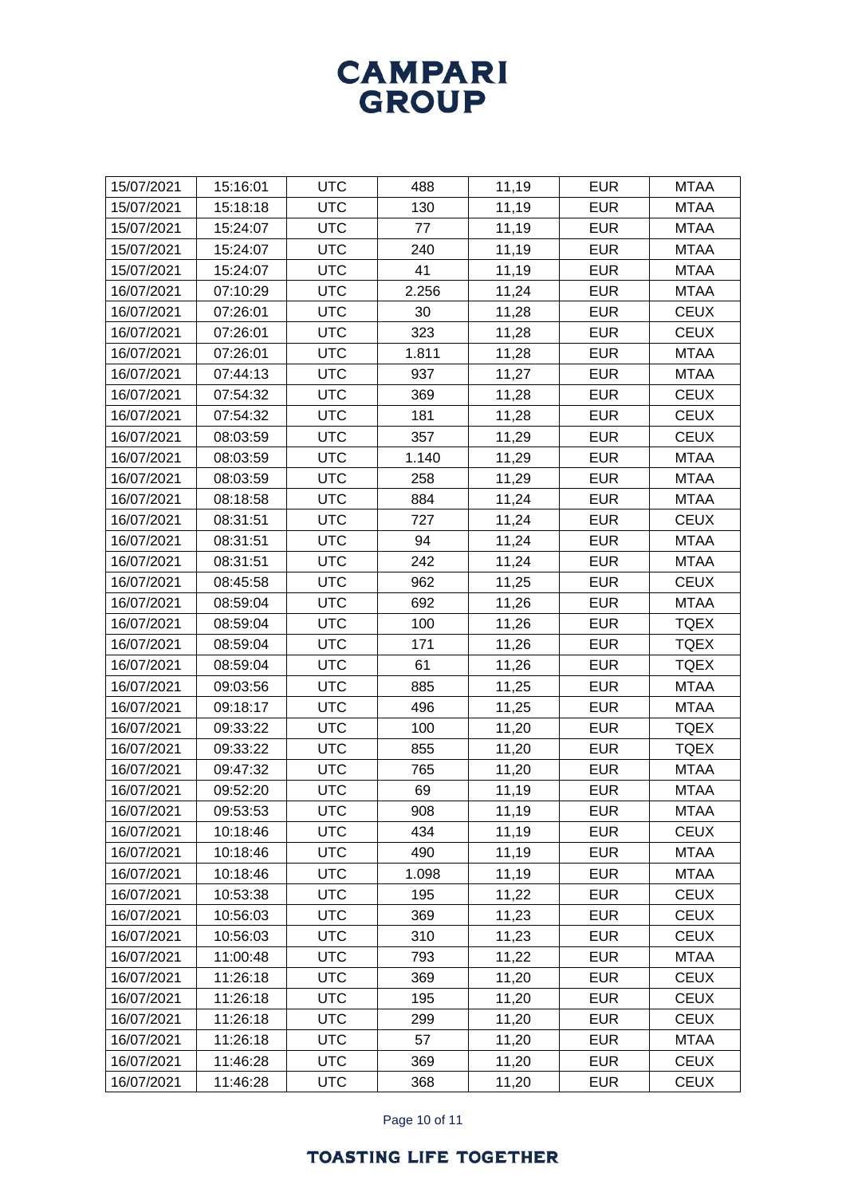| 15/07/2021 | 15:16:01 | UTC | 488 | 11,19 | EUR | MTAA |
|---|---|---|---|---|---|---|
| 15/07/2021 | 15:18:18 | UTC | 130 | 11,19 | EUR | MTAA |
| 15/07/2021 | 15:24:07 | UTC | 77 | 11,19 | EUR | MTAA |
| 15/07/2021 | 15:24:07 | UTC | 240 | 11,19 | EUR | MTAA |
| 15/07/2021 | 15:24:07 | UTC | 41 | 11,19 | EUR | MTAA |
| 16/07/2021 | 07:10:29 | UTC | 2.256 | 11,24 | EUR | MTAA |
| 16/07/2021 | 07:26:01 | UTC | 30 | 11,28 | EUR | CEUX |
| 16/07/2021 | 07:26:01 | UTC | 323 | 11,28 | EUR | CEUX |
| 16/07/2021 | 07:26:01 | UTC | 1.811 | 11,28 | EUR | MTAA |
| 16/07/2021 | 07:44:13 | UTC | 937 | 11,27 | EUR | MTAA |
| 16/07/2021 | 07:54:32 | UTC | 369 | 11,28 | EUR | CEUX |
| 16/07/2021 | 07:54:32 | UTC | 181 | 11,28 | EUR | CEUX |
| 16/07/2021 | 08:03:59 | UTC | 357 | 11,29 | EUR | CEUX |
| 16/07/2021 | 08:03:59 | UTC | 1.140 | 11,29 | EUR | MTAA |
| 16/07/2021 | 08:03:59 | UTC | 258 | 11,29 | EUR | MTAA |
| 16/07/2021 | 08:18:58 | UTC | 884 | 11,24 | EUR | MTAA |
| 16/07/2021 | 08:31:51 | UTC | 727 | 11,24 | EUR | CEUX |
| 16/07/2021 | 08:31:51 | UTC | 94 | 11,24 | EUR | MTAA |
| 16/07/2021 | 08:31:51 | UTC | 242 | 11,24 | EUR | MTAA |
| 16/07/2021 | 08:45:58 | UTC | 962 | 11,25 | EUR | CEUX |
| 16/07/2021 | 08:59:04 | UTC | 692 | 11,26 | EUR | MTAA |
| 16/07/2021 | 08:59:04 | UTC | 100 | 11,26 | EUR | TQEX |
| 16/07/2021 | 08:59:04 | UTC | 171 | 11,26 | EUR | TQEX |
| 16/07/2021 | 08:59:04 | UTC | 61 | 11,26 | EUR | TQEX |
| 16/07/2021 | 09:03:56 | UTC | 885 | 11,25 | EUR | MTAA |
| 16/07/2021 | 09:18:17 | UTC | 496 | 11,25 | EUR | MTAA |
| 16/07/2021 | 09:33:22 | UTC | 100 | 11,20 | EUR | TQEX |
| 16/07/2021 | 09:33:22 | UTC | 855 | 11,20 | EUR | TQEX |
| 16/07/2021 | 09:47:32 | UTC | 765 | 11,20 | EUR | MTAA |
| 16/07/2021 | 09:52:20 | UTC | 69 | 11,19 | EUR | MTAA |
| 16/07/2021 | 09:53:53 | UTC | 908 | 11,19 | EUR | MTAA |
| 16/07/2021 | 10:18:46 | UTC | 434 | 11,19 | EUR | CEUX |
| 16/07/2021 | 10:18:46 | UTC | 490 | 11,19 | EUR | MTAA |
| 16/07/2021 | 10:18:46 | UTC | 1.098 | 11,19 | EUR | MTAA |
| 16/07/2021 | 10:53:38 | UTC | 195 | 11,22 | EUR | CEUX |
| 16/07/2021 | 10:56:03 | UTC | 369 | 11,23 | EUR | CEUX |
| 16/07/2021 | 10:56:03 | UTC | 310 | 11,23 | EUR | CEUX |
| 16/07/2021 | 11:00:48 | UTC | 793 | 11,22 | EUR | MTAA |
| 16/07/2021 | 11:26:18 | UTC | 369 | 11,20 | EUR | CEUX |
| 16/07/2021 | 11:26:18 | UTC | 195 | 11,20 | EUR | CEUX |
| 16/07/2021 | 11:26:18 | UTC | 299 | 11,20 | EUR | CEUX |
| 16/07/2021 | 11:26:18 | UTC | 57 | 11,20 | EUR | MTAA |
| 16/07/2021 | 11:46:28 | UTC | 369 | 11,20 | EUR | CEUX |
| 16/07/2021 | 11:46:28 | UTC | 368 | 11,20 | EUR | CEUX |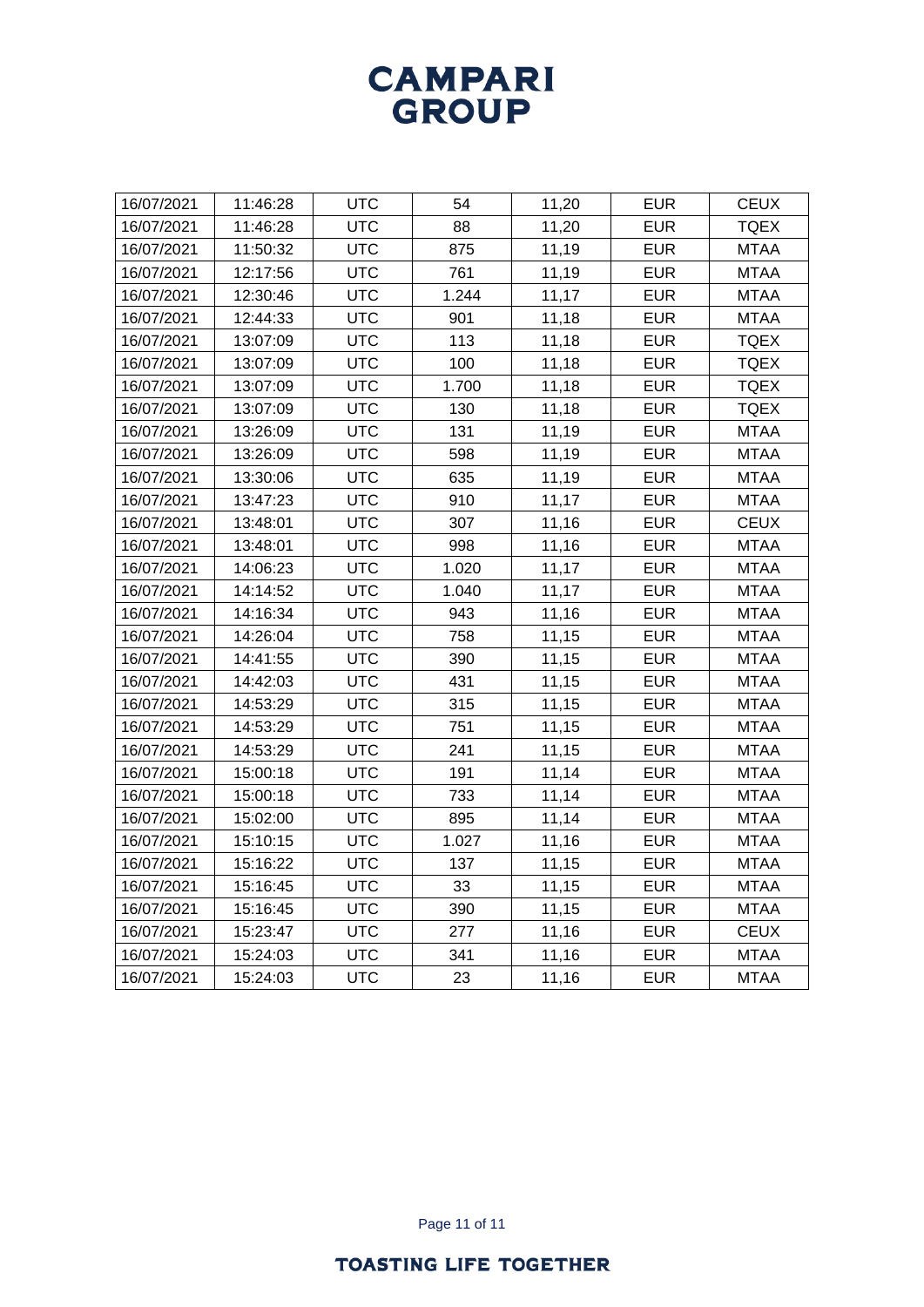| | | | | | | |
|---|---|---|---|---|---|---|
| 16/07/2021 | 11:46:28 | UTC | 54 | 11,20 | EUR | CEUX |
| 16/07/2021 | 11:46:28 | UTC | 88 | 11,20 | EUR | TQEX |
| 16/07/2021 | 11:50:32 | UTC | 875 | 11,19 | EUR | MTAA |
| 16/07/2021 | 12:17:56 | UTC | 761 | 11,19 | EUR | MTAA |
| 16/07/2021 | 12:30:46 | UTC | 1.244 | 11,17 | EUR | MTAA |
| 16/07/2021 | 12:44:33 | UTC | 901 | 11,18 | EUR | MTAA |
| 16/07/2021 | 13:07:09 | UTC | 113 | 11,18 | EUR | TQEX |
| 16/07/2021 | 13:07:09 | UTC | 100 | 11,18 | EUR | TQEX |
| 16/07/2021 | 13:07:09 | UTC | 1.700 | 11,18 | EUR | TQEX |
| 16/07/2021 | 13:07:09 | UTC | 130 | 11,18 | EUR | TQEX |
| 16/07/2021 | 13:26:09 | UTC | 131 | 11,19 | EUR | MTAA |
| 16/07/2021 | 13:26:09 | UTC | 598 | 11,19 | EUR | MTAA |
| 16/07/2021 | 13:30:06 | UTC | 635 | 11,19 | EUR | MTAA |
| 16/07/2021 | 13:47:23 | UTC | 910 | 11,17 | EUR | MTAA |
| 16/07/2021 | 13:48:01 | UTC | 307 | 11,16 | EUR | CEUX |
| 16/07/2021 | 13:48:01 | UTC | 998 | 11,16 | EUR | MTAA |
| 16/07/2021 | 14:06:23 | UTC | 1.020 | 11,17 | EUR | MTAA |
| 16/07/2021 | 14:14:52 | UTC | 1.040 | 11,17 | EUR | MTAA |
| 16/07/2021 | 14:16:34 | UTC | 943 | 11,16 | EUR | MTAA |
| 16/07/2021 | 14:26:04 | UTC | 758 | 11,15 | EUR | MTAA |
| 16/07/2021 | 14:41:55 | UTC | 390 | 11,15 | EUR | MTAA |
| 16/07/2021 | 14:42:03 | UTC | 431 | 11,15 | EUR | MTAA |
| 16/07/2021 | 14:53:29 | UTC | 315 | 11,15 | EUR | MTAA |
| 16/07/2021 | 14:53:29 | UTC | 751 | 11,15 | EUR | MTAA |
| 16/07/2021 | 14:53:29 | UTC | 241 | 11,15 | EUR | MTAA |
| 16/07/2021 | 15:00:18 | UTC | 191 | 11,14 | EUR | MTAA |
| 16/07/2021 | 15:00:18 | UTC | 733 | 11,14 | EUR | MTAA |
| 16/07/2021 | 15:02:00 | UTC | 895 | 11,14 | EUR | MTAA |
| 16/07/2021 | 15:10:15 | UTC | 1.027 | 11,16 | EUR | MTAA |
| 16/07/2021 | 15:16:22 | UTC | 137 | 11,15 | EUR | MTAA |
| 16/07/2021 | 15:16:45 | UTC | 33 | 11,15 | EUR | MTAA |
| 16/07/2021 | 15:16:45 | UTC | 390 | 11,15 | EUR | MTAA |
| 16/07/2021 | 15:23:47 | UTC | 277 | 11,16 | EUR | CEUX |
| 16/07/2021 | 15:24:03 | UTC | 341 | 11,16 | EUR | MTAA |
| 16/07/2021 | 15:24:03 | UTC | 23 | 11,16 | EUR | MTAA |